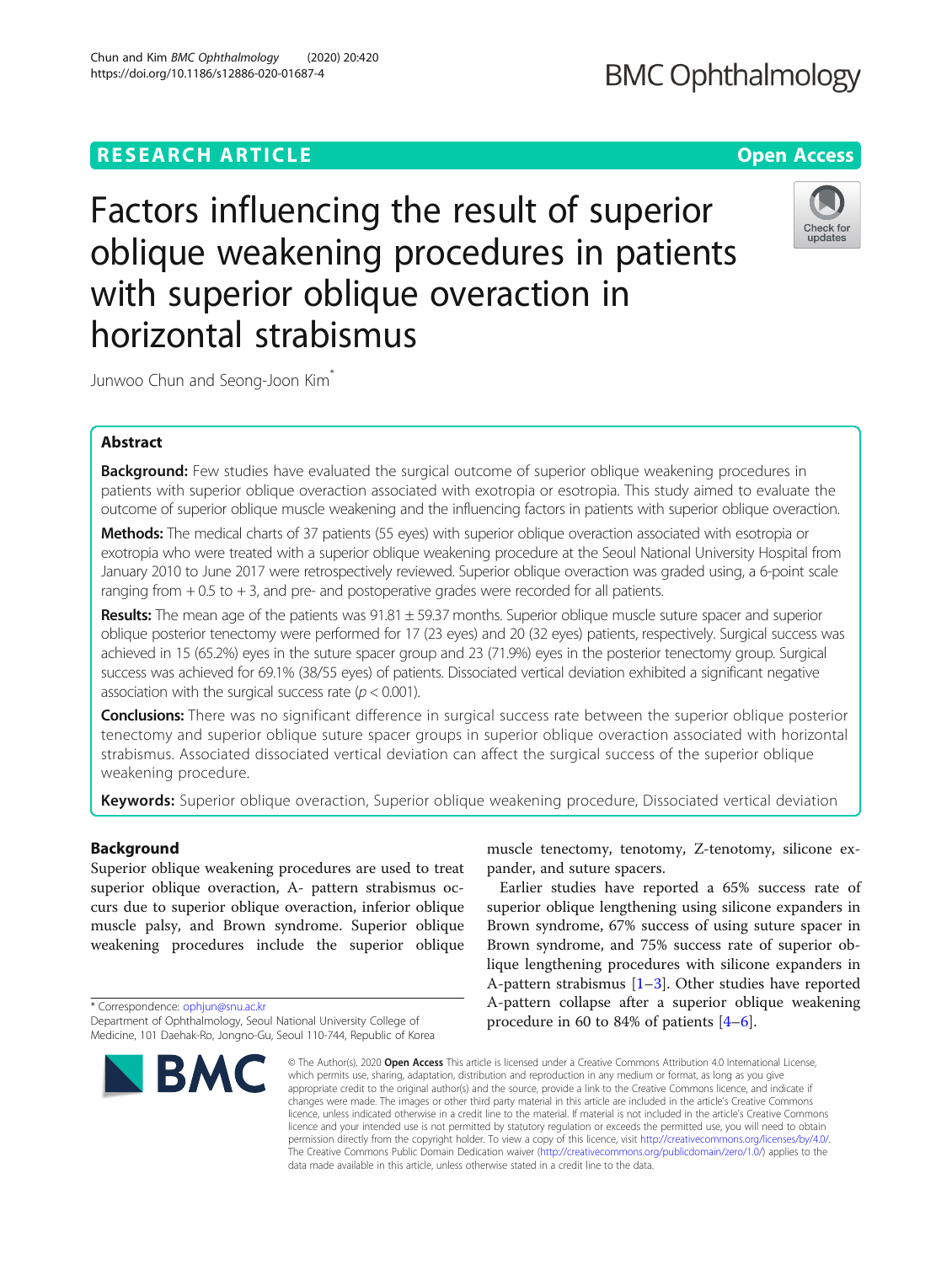# Factors influencing the result of superior oblique weakening procedures in patients with superior oblique overaction in horizontal strabismus

Junwoo Chun and Seong-Joon Kim*

## Abstract

**Background:** Few studies have evaluated the surgical outcome of superior oblique weakening procedures in patients with superior oblique overaction associated with exotropia or esotropia. This study aimed to evaluate the outcome of superior oblique muscle weakening and the influencing factors in patients with superior oblique overaction.

**Methods:** The medical charts of 37 patients (55 eyes) with superior oblique overaction associated with esotropia or exotropia who were treated with a superior oblique weakening procedure at the Seoul National University Hospital from January 2010 to June 2017 were retrospectively reviewed. Superior oblique overaction was graded using, a 6-point scale ranging from + 0.5 to + 3, and pre- and postoperative grades were recorded for all patients.

**Results:** The mean age of the patients was 91.81 ± 59.37 months. Superior oblique muscle suture spacer and superior oblique posterior tenectomy were performed for 17 (23 eyes) and 20 (32 eyes) patients, respectively. Surgical success was achieved in 15 (65.2%) eyes in the suture spacer group and 23 (71.9%) eyes in the posterior tenectomy group. Surgical success was achieved for 69.1% (38/55 eyes) of patients. Dissociated vertical deviation exhibited a significant negative association with the surgical success rate ($p < 0.001$).

**Conclusions:** There was no significant difference in surgical success rate between the superior oblique posterior tenectomy and superior oblique suture spacer groups in superior oblique overaction associated with horizontal strabismus. Associated dissociated vertical deviation can affect the surgical success of the superior oblique weakening procedure.

**Keywords:** Superior oblique overaction, Superior oblique weakening procedure, Dissociated vertical deviation

## Background

Superior oblique weakening procedures are used to treat superior oblique overaction, A- pattern strabismus occurs due to superior oblique overaction, inferior oblique muscle palsy, and Brown syndrome. Superior oblique weakening procedures include the superior oblique muscle tenectomy, tenotomy, Z-tenotomy, silicone expander, and suture spacers.

Earlier studies have reported a 65% success rate of superior oblique lengthening using silicone expanders in Brown syndrome, 67% success of using suture spacer in Brown syndrome, and 75% success rate of superior oblique lengthening procedures with silicone expanders in A-pattern strabismus [1–3]. Other studies have reported A-pattern collapse after a superior oblique weakening procedure in 60 to 84% of patients [4–6].

* Correspondence: ophjun@snu.ac.kr
Department of Ophthalmology, Seoul National University College of Medicine, 101 Daehak-Ro, Jongno-Gu, Seoul 110-744, Republic of Korea

© The Author(s). 2020 **Open Access** This article is licensed under a Creative Commons Attribution 4.0 International License, which permits use, sharing, adaptation, distribution and reproduction in any medium or format, as long as you give appropriate credit to the original author(s) and the source, provide a link to the Creative Commons licence, and indicate if changes were made. The images or other third party material in this article are included in the article's Creative Commons licence, unless indicated otherwise in a credit line to the material. If material is not included in the article's Creative Commons licence and your intended use is not permitted by statutory regulation or exceeds the permitted use, you will need to obtain permission directly from the copyright holder. To view a copy of this licence, visit http://creativecommons.org/licenses/by/4.0/. The Creative Commons Public Domain Dedication waiver (http://creativecommons.org/publicdomain/zero/1.0/) applies to the data made available in this article, unless otherwise stated in a credit line to the data.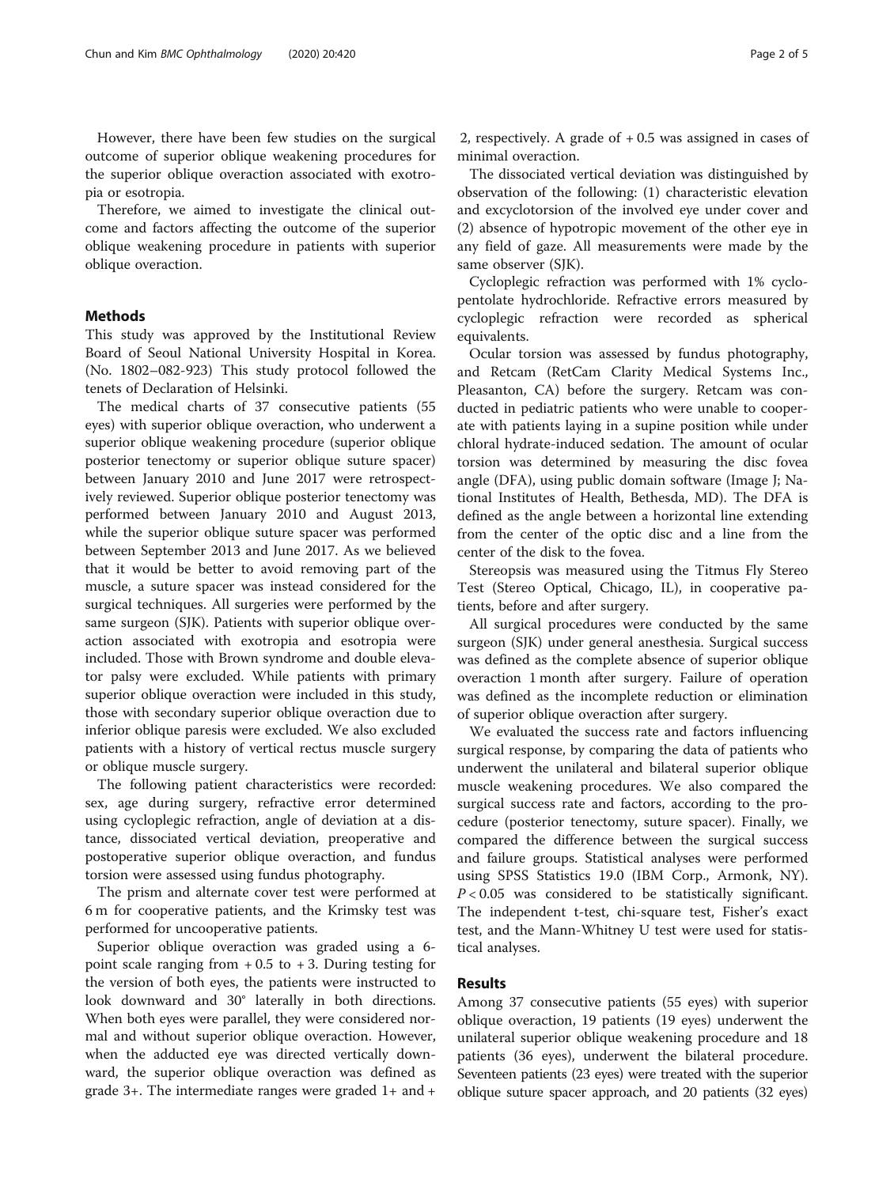However, there have been few studies on the surgical outcome of superior oblique weakening procedures for the superior oblique overaction associated with exotropia or esotropia.

Therefore, we aimed to investigate the clinical outcome and factors affecting the outcome of the superior oblique weakening procedure in patients with superior oblique overaction.

## Methods

This study was approved by the Institutional Review Board of Seoul National University Hospital in Korea. (No. 1802–082-923) This study protocol followed the tenets of Declaration of Helsinki.

The medical charts of 37 consecutive patients (55 eyes) with superior oblique overaction, who underwent a superior oblique weakening procedure (superior oblique posterior tenectomy or superior oblique suture spacer) between January 2010 and June 2017 were retrospectively reviewed. Superior oblique posterior tenectomy was performed between January 2010 and August 2013, while the superior oblique suture spacer was performed between September 2013 and June 2017. As we believed that it would be better to avoid removing part of the muscle, a suture spacer was instead considered for the surgical techniques. All surgeries were performed by the same surgeon (SJK). Patients with superior oblique overaction associated with exotropia and esotropia were included. Those with Brown syndrome and double elevator palsy were excluded. While patients with primary superior oblique overaction were included in this study, those with secondary superior oblique overaction due to inferior oblique paresis were excluded. We also excluded patients with a history of vertical rectus muscle surgery or oblique muscle surgery.

The following patient characteristics were recorded: sex, age during surgery, refractive error determined using cycloplegic refraction, angle of deviation at a distance, dissociated vertical deviation, preoperative and postoperative superior oblique overaction, and fundus torsion were assessed using fundus photography.

The prism and alternate cover test were performed at 6 m for cooperative patients, and the Krimsky test was performed for uncooperative patients.

Superior oblique overaction was graded using a 6-point scale ranging from + 0.5 to + 3. During testing for the version of both eyes, the patients were instructed to look downward and 30° laterally in both directions. When both eyes were parallel, they were considered normal and without superior oblique overaction. However, when the adducted eye was directed vertically downward, the superior oblique overaction was defined as grade 3+. The intermediate ranges were graded 1+ and + 2, respectively. A grade of + 0.5 was assigned in cases of minimal overaction.

The dissociated vertical deviation was distinguished by observation of the following: (1) characteristic elevation and excyclotorsion of the involved eye under cover and (2) absence of hypotropic movement of the other eye in any field of gaze. All measurements were made by the same observer (SJK).

Cycloplegic refraction was performed with 1% cyclopentolate hydrochloride. Refractive errors measured by cycloplegic refraction were recorded as spherical equivalents.

Ocular torsion was assessed by fundus photography, and Retcam (RetCam Clarity Medical Systems Inc., Pleasanton, CA) before the surgery. Retcam was conducted in pediatric patients who were unable to cooperate with patients laying in a supine position while under chloral hydrate-induced sedation. The amount of ocular torsion was determined by measuring the disc fovea angle (DFA), using public domain software (Image J; National Institutes of Health, Bethesda, MD). The DFA is defined as the angle between a horizontal line extending from the center of the optic disc and a line from the center of the disk to the fovea.

Stereopsis was measured using the Titmus Fly Stereo Test (Stereo Optical, Chicago, IL), in cooperative patients, before and after surgery.

All surgical procedures were conducted by the same surgeon (SJK) under general anesthesia. Surgical success was defined as the complete absence of superior oblique overaction 1 month after surgery. Failure of operation was defined as the incomplete reduction or elimination of superior oblique overaction after surgery.

We evaluated the success rate and factors influencing surgical response, by comparing the data of patients who underwent the unilateral and bilateral superior oblique muscle weakening procedures. We also compared the surgical success rate and factors, according to the procedure (posterior tenectomy, suture spacer). Finally, we compared the difference between the surgical success and failure groups. Statistical analyses were performed using SPSS Statistics 19.0 (IBM Corp., Armonk, NY). $P < 0.05$ was considered to be statistically significant. The independent t-test, chi-square test, Fisher's exact test, and the Mann-Whitney U test were used for statistical analyses.

## Results

Among 37 consecutive patients (55 eyes) with superior oblique overaction, 19 patients (19 eyes) underwent the unilateral superior oblique weakening procedure and 18 patients (36 eyes), underwent the bilateral procedure. Seventeen patients (23 eyes) were treated with the superior oblique suture spacer approach, and 20 patients (32 eyes)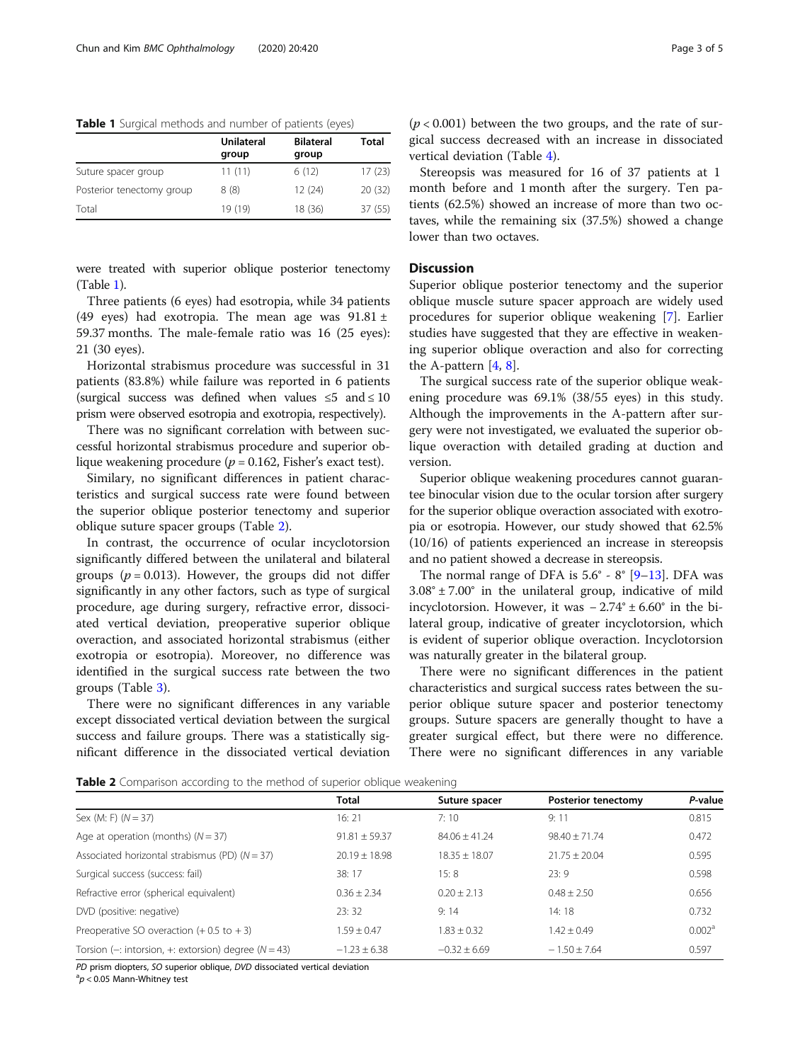**Table 1** Surgical methods and number of patients (eyes)

| | Unilateral group | Bilateral group | Total |
|---|---|---|---|
| Suture spacer group | 11 (11) | 6 (12) | 17 (23) |
| Posterior tenectomy group | 8 (8) | 12 (24) | 20 (32) |
| Total | 19 (19) | 18 (36) | 37 (55) |

were treated with superior oblique posterior tenectomy (Table 1).

Three patients (6 eyes) had esotropia, while 34 patients (49 eyes) had exotropia. The mean age was 91.81 ± 59.37 months. The male-female ratio was 16 (25 eyes): 21 (30 eyes).

Horizontal strabismus procedure was successful in 31 patients (83.8%) while failure was reported in 6 patients (surgical success was defined when values ≤5 and ≤ 10 prism were observed esotropia and exotropia, respectively).

There was no significant correlation with between successful horizontal strabismus procedure and superior oblique weakening procedure ($p = 0.162$, Fisher's exact test).

Similary, no significant differences in patient characteristics and surgical success rate were found between the superior oblique posterior tenectomy and superior oblique suture spacer groups (Table 2).

In contrast, the occurrence of ocular incyclotorsion significantly differed between the unilateral and bilateral groups ($p = 0.013$). However, the groups did not differ significantly in any other factors, such as type of surgical procedure, age during surgery, refractive error, dissociated vertical deviation, preoperative superior oblique overaction, and associated horizontal strabismus (either exotropia or esotropia). Moreover, no difference was identified in the surgical success rate between the two groups (Table 3).

There were no significant differences in any variable except dissociated vertical deviation between the surgical success and failure groups. There was a statistically significant difference in the dissociated vertical deviation ($p < 0.001$) between the two groups, and the rate of surgical success decreased with an increase in dissociated vertical deviation (Table 4).

Stereopsis was measured for 16 of 37 patients at 1 month before and 1 month after the surgery. Ten patients (62.5%) showed an increase of more than two octaves, while the remaining six (37.5%) showed a change lower than two octaves.

## Discussion

Superior oblique posterior tenectomy and the superior oblique muscle suture spacer approach are widely used procedures for superior oblique weakening [7]. Earlier studies have suggested that they are effective in weakening superior oblique overaction and also for correcting the A-pattern [4, 8].

The surgical success rate of the superior oblique weakening procedure was 69.1% (38/55 eyes) in this study. Although the improvements in the A-pattern after surgery were not investigated, we evaluated the superior oblique overaction with detailed grading at duction and version.

Superior oblique weakening procedures cannot guarantee binocular vision due to the ocular torsion after surgery for the superior oblique overaction associated with exotropia or esotropia. However, our study showed that 62.5% (10/16) of patients experienced an increase in stereopsis and no patient showed a decrease in stereopsis.

The normal range of DFA is 5.6° - 8° [9–13]. DFA was 3.08° ± 7.00° in the unilateral group, indicative of mild incyclotorsion. However, it was − 2.74° ± 6.60° in the bilateral group, indicative of greater incyclotorsion, which is evident of superior oblique overaction. Incyclotorsion was naturally greater in the bilateral group.

There were no significant differences in the patient characteristics and surgical success rates between the superior oblique suture spacer and posterior tenectomy groups. Suture spacers are generally thought to have a greater surgical effect, but there were no difference. There were no significant differences in any variable

**Table 2** Comparison according to the method of superior oblique weakening

| | Total | Suture spacer | Posterior tenectomy | P-value |
|---|---|---|---|---|
| Sex (M: F) ($N = 37$) | 16: 21 | 7: 10 | 9: 11 | 0.815 |
| Age at operation (months) ($N = 37$) | 91.81 ± 59.37 | 84.06 ± 41.24 | 98.40 ± 71.74 | 0.472 |
| Associated horizontal strabismus (PD) ($N = 37$) | 20.19 ± 18.98 | 18.35 ± 18.07 | 21.75 ± 20.04 | 0.595 |
| Surgical success (success: fail) | 38: 17 | 15: 8 | 23: 9 | 0.598 |
| Refractive error (spherical equivalent) | 0.36 ± 2.34 | 0.20 ± 2.13 | 0.48 ± 2.50 | 0.656 |
| DVD (positive: negative) | 23: 32 | 9: 14 | 14: 18 | 0.732 |
| Preoperative SO overaction (+ 0.5 to + 3) | 1.59 ± 0.47 | 1.83 ± 0.32 | 1.42 ± 0.49 | 0.002[a] |
| Torsion (−: intorsion, +: extorsion) degree ($N = 43$) | −1.23 ± 6.38 | −0.32 ± 6.69 | − 1.50 ± 7.64 | 0.597 |

*PD* prism diopters, *SO* superior oblique, *DVD* dissociated vertical deviation
[a] $p < 0.05$ Mann-Whitney test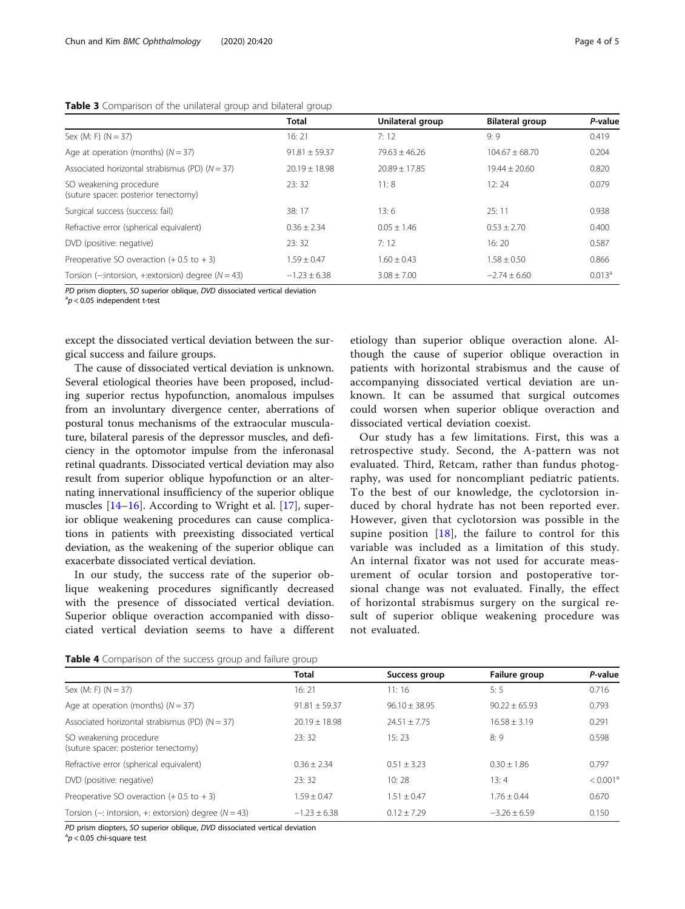**Table 3** Comparison of the unilateral group and bilateral group

|  | Total | Unilateral group | Bilateral group | *P*-value |
|---|---|---|---|---|
| Sex (M: F) (N = 37) | 16: 21 | 7: 12 | 9: 9 | 0.419 |
| Age at operation (months) (*N* = 37) | 91.81 ± 59.37 | 79.63 ± 46.26 | 104.67 ± 68.70 | 0.204 |
| Associated horizontal strabismus (PD) (*N* = 37) | 20.19 ± 18.98 | 20.89 ± 17.85 | 19.44 ± 20.60 | 0.820 |
| SO weakening procedure (suture spacer: posterior tenectomy) | 23: 32 | 11: 8 | 12: 24 | 0.079 |
| Surgical success (success: fail) | 38: 17 | 13: 6 | 25: 11 | 0.938 |
| Refractive error (spherical equivalent) | 0.36 ± 2.34 | 0.05 ± 1.46 | 0.53 ± 2.70 | 0.400 |
| DVD (positive: negative) | 23: 32 | 7: 12 | 16: 20 | 0.587 |
| Preoperative SO overaction (+ 0.5 to + 3) | 1.59 ± 0.47 | 1.60 ± 0.43 | 1.58 ± 0.50 | 0.866 |
| Torsion (−:intorsion, +:extorsion) degree (*N* = 43) | −1.23 ± 6.38 | 3.08 ± 7.00 | −2.74 ± 6.60 | 0.013[a] |

*PD* prism diopters, *SO* superior oblique, *DVD* dissociated vertical deviation
[a] $p < 0.05$ independent t-test

except the dissociated vertical deviation between the surgical success and failure groups.

The cause of dissociated vertical deviation is unknown. Several etiological theories have been proposed, including superior rectus hypofunction, anomalous impulses from an involuntary divergence center, aberrations of postural tonus mechanisms of the extraocular musculature, bilateral paresis of the depressor muscles, and deficiency in the optomotor impulse from the inferonasal retinal quadrants. Dissociated vertical deviation may also result from superior oblique hypofunction or an alternating innervational insufficiency of the superior oblique muscles [14–16]. According to Wright et al. [17], superior oblique weakening procedures can cause complications in patients with preexisting dissociated vertical deviation, as the weakening of the superior oblique can exacerbate dissociated vertical deviation.

In our study, the success rate of the superior oblique weakening procedures significantly decreased with the presence of dissociated vertical deviation. Superior oblique overaction accompanied with dissociated vertical deviation seems to have a different etiology than superior oblique overaction alone. Although the cause of superior oblique overaction in patients with horizontal strabismus and the cause of accompanying dissociated vertical deviation are unknown. It can be assumed that surgical outcomes could worsen when superior oblique overaction and dissociated vertical deviation coexist.

Our study has a few limitations. First, this was a retrospective study. Second, the A-pattern was not evaluated. Third, Retcam, rather than fundus photography, was used for noncompliant pediatric patients. To the best of our knowledge, the cyclotorsion induced by choral hydrate has not been reported ever. However, given that cyclotorsion was possible in the supine position [18], the failure to control for this variable was included as a limitation of this study. An internal fixator was not used for accurate measurement of ocular torsion and postoperative torsional change was not evaluated. Finally, the effect of horizontal strabismus surgery on the surgical result of superior oblique weakening procedure was not evaluated.

**Table 4** Comparison of the success group and failure group

|  | Total | Success group | Failure group | *P*-value |
|---|---|---|---|---|
| Sex (M: F) (N = 37) | 16: 21 | 11: 16 | 5: 5 | 0.716 |
| Age at operation (months) (*N* = 37) | 91.81 ± 59.37 | 96.10 ± 38.95 | 90.22 ± 65.93 | 0.793 |
| Associated horizontal strabismus (PD) (N = 37) | 20.19 ± 18.98 | 24.51 ± 7.75 | 16.58 ± 3.19 | 0.291 |
| SO weakening procedure (suture spacer: posterior tenectomy) | 23: 32 | 15: 23 | 8: 9 | 0.598 |
| Refractive error (spherical equivalent) | 0.36 ± 2.34 | 0.51 ± 3.23 | 0.30 ± 1.86 | 0.797 |
| DVD (positive: negative) | 23: 32 | 10: 28 | 13: 4 | < 0.001[a] |
| Preoperative SO overaction (+ 0.5 to + 3) | 1.59 ± 0.47 | 1.51 ± 0.47 | 1.76 ± 0.44 | 0.670 |
| Torsion (−: intorsion, +: extorsion) degree (*N* = 43) | −1.23 ± 6.38 | 0.12 ± 7.29 | −3.26 ± 6.59 | 0.150 |

*PD* prism diopters, *SO* superior oblique, *DVD* dissociated vertical deviation
[a] $p < 0.05$ chi-square test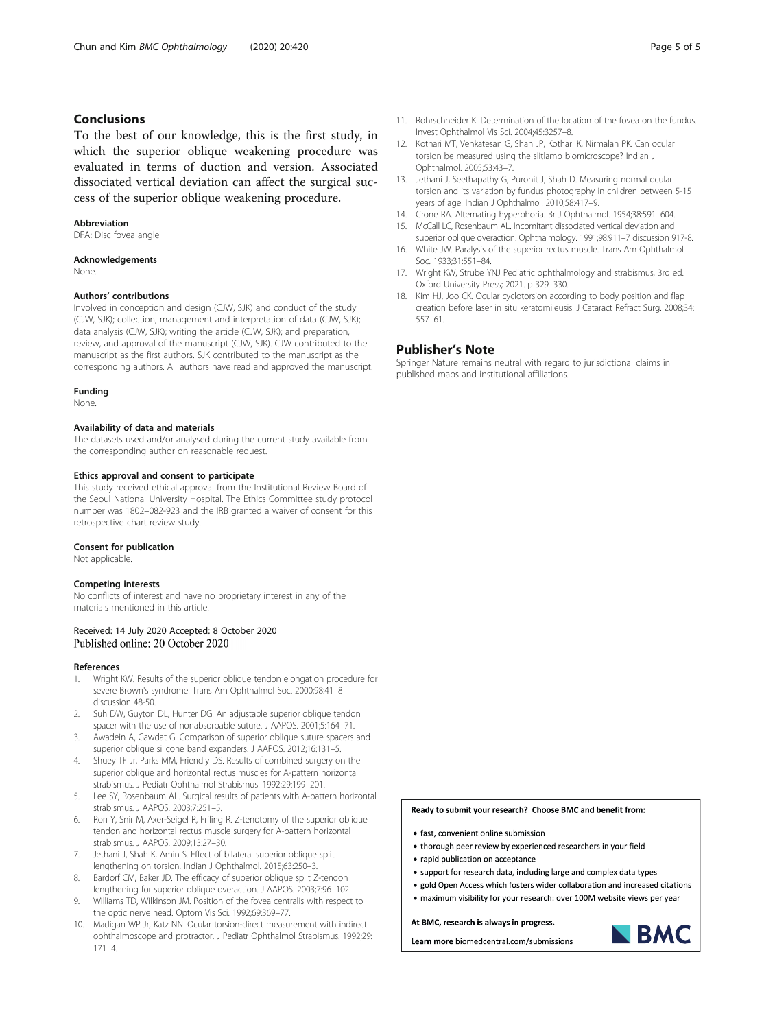## Conclusions

To the best of our knowledge, this is the first study, in which the superior oblique weakening procedure was evaluated in terms of duction and version. Associated dissociated vertical deviation can affect the surgical success of the superior oblique weakening procedure.

### Abbreviation

DFA: Disc fovea angle

### Acknowledgements

None.

### Authors' contributions

Involved in conception and design (CJW, SJK) and conduct of the study (CJW, SJK); collection, management and interpretation of data (CJW, SJK); data analysis (CJW, SJK); writing the article (CJW, SJK); and preparation, review, and approval of the manuscript (CJW, SJK). CJW contributed to the manuscript as the first authors. SJK contributed to the manuscript as the corresponding authors. All authors have read and approved the manuscript.

### Funding

None.

### Availability of data and materials

The datasets used and/or analysed during the current study available from the corresponding author on reasonable request.

### Ethics approval and consent to participate

This study received ethical approval from the Institutional Review Board of the Seoul National University Hospital. The Ethics Committee study protocol number was 1802–082-923 and the IRB granted a waiver of consent for this retrospective chart review study.

### Consent for publication

Not applicable.

### Competing interests

No conflicts of interest and have no proprietary interest in any of the materials mentioned in this article.

Received: 14 July 2020 Accepted: 8 October 2020
Published online: 20 October 2020

### References

1. Wright KW. Results of the superior oblique tendon elongation procedure for severe Brown's syndrome. Trans Am Ophthalmol Soc. 2000;98:41–8 discussion 48-50.
2. Suh DW, Guyton DL, Hunter DG. An adjustable superior oblique tendon spacer with the use of nonabsorbable suture. J AAPOS. 2001;5:164–71.
3. Awadein A, Gawdat G. Comparison of superior oblique suture spacers and superior oblique silicone band expanders. J AAPOS. 2012;16:131–5.
4. Shuey TF Jr, Parks MM, Friendly DS. Results of combined surgery on the superior oblique and horizontal rectus muscles for A-pattern horizontal strabismus. J Pediatr Ophthalmol Strabismus. 1992;29:199–201.
5. Lee SY, Rosenbaum AL. Surgical results of patients with A-pattern horizontal strabismus. J AAPOS. 2003;7:251–5.
6. Ron Y, Snir M, Axer-Seigel R, Friling R. Z-tenotomy of the superior oblique tendon and horizontal rectus muscle surgery for A-pattern horizontal strabismus. J AAPOS. 2009;13:27–30.
7. Jethani J, Shah K, Amin S. Effect of bilateral superior oblique split lengthening on torsion. Indian J Ophthalmol. 2015;63:250–3.
8. Bardorf CM, Baker JD. The efficacy of superior oblique split Z-tendon lengthening for superior oblique overaction. J AAPOS. 2003;7:96–102.
9. Williams TD, Wilkinson JM. Position of the fovea centralis with respect to the optic nerve head. Optom Vis Sci. 1992;69:369–77.
10. Madigan WP Jr, Katz NN. Ocular torsion-direct measurement with indirect ophthalmoscope and protractor. J Pediatr Ophthalmol Strabismus. 1992;29: 171–4.
11. Rohrschneider K. Determination of the location of the fovea on the fundus. Invest Ophthalmol Vis Sci. 2004;45:3257–8.
12. Kothari MT, Venkatesan G, Shah JP, Kothari K, Nirmalan PK. Can ocular torsion be measured using the slitlamp biomicroscope? Indian J Ophthalmol. 2005;53:43–7.
13. Jethani J, Seethapathy G, Purohit J, Shah D. Measuring normal ocular torsion and its variation by fundus photography in children between 5-15 years of age. Indian J Ophthalmol. 2010;58:417–9.
14. Crone RA. Alternating hyperphoria. Br J Ophthalmol. 1954;38:591–604.
15. McCall LC, Rosenbaum AL. Incomitant dissociated vertical deviation and superior oblique overaction. Ophthalmology. 1991;98:911–7 discussion 917-8.
16. White JW. Paralysis of the superior rectus muscle. Trans Am Ophthalmol Soc. 1933;31:551–84.
17. Wright KW, Strube YNJ Pediatric ophthalmology and strabismus, 3rd ed. Oxford University Press; 2021. p 329–330.
18. Kim HJ, Joo CK. Ocular cyclotorsion according to body position and flap creation before laser in situ keratomileusis. J Cataract Refract Surg. 2008;34: 557–61.

## Publisher's Note

Springer Nature remains neutral with regard to jurisdictional claims in published maps and institutional affiliations.